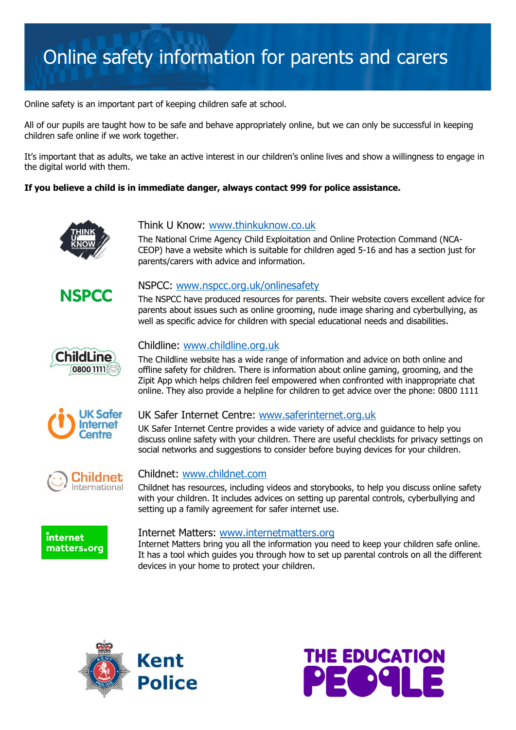# Online safety information for parents and carers

Online safety is an important part of keeping children safe at school.

All of our pupils are taught how to be safe and behave appropriately online, but we can only be successful in keeping children safe online if we work together.

It's important that as adults, we take an active interest in our children's online lives and show a willingness to engage in the digital world with them.

**If you believe a child is in immediate danger, always contact 999 for police assistance.**

## Think U Know: www.thinkuknow.co.uk

The National Crime Agency Child Exploitation and Online Protection Command (NCA-CEOP) have a website which is suitable for children aged 5-16 and has a section just for parents/carers with advice and information.

## NSPCC: www.nspcc.org.uk/onlinesafety

The NSPCC have produced resources for parents. Their website covers excellent advice for parents about issues such as online grooming, nude image sharing and cyberbullying, as well as specific advice for children with special educational needs and disabilities.

## Childline: www.childline.org.uk

The Childline website has a wide range of information and advice on both online and offline safety for children. There is information about online gaming, grooming, and the Zipit App which helps children feel empowered when confronted with inappropriate chat online. They also provide a helpline for children to get advice over the phone: 0800 1111

## UK Safer Internet Centre: www.saferinternet.org.uk

UK Safer Internet Centre provides a wide variety of advice and guidance to help you discuss online safety with your children. There are useful checklists for privacy settings on social networks and suggestions to consider before buying devices for your children.

## Childnet: www.childnet.com

Childnet has resources, including videos and storybooks, to help you discuss online safety with your children. It includes advices on setting up parental controls, cyberbullying and setting up a family agreement for safer internet use.

## Internet Matters: www.internetmatters.org

Internet Matters bring you all the information you need to keep your children safe online. It has a tool which guides you through how to set up parental controls on all the different devices in your home to protect your children.

Kent Police

THE EDUCATION PEOPLE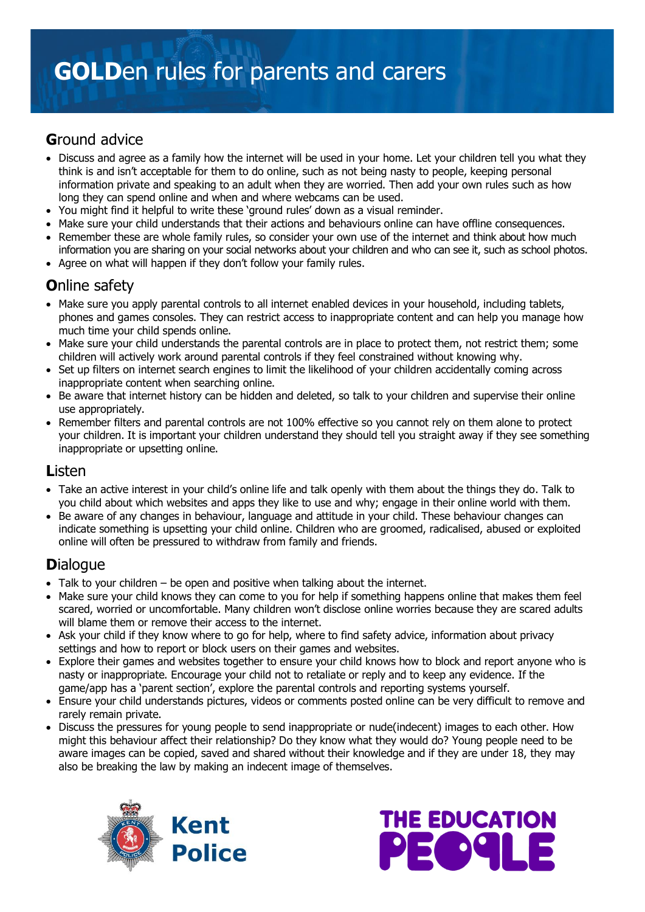# **GOLD**en rules for parents and carers

## **G**round advice

- Discuss and agree as a family how the internet will be used in your home. Let your children tell you what they think is and isn't acceptable for them to do online, such as not being nasty to people, keeping personal information private and speaking to an adult when they are worried. Then add your own rules such as how long they can spend online and when and where webcams can be used.
- You might find it helpful to write these 'ground rules' down as a visual reminder.
- Make sure your child understands that their actions and behaviours online can have offline consequences.
- Remember these are whole family rules, so consider your own use of the internet and think about how much information you are sharing on your social networks about your children and who can see it, such as school photos.
- Agree on what will happen if they don't follow your family rules.

## **O**nline safety

- Make sure you apply parental controls to all internet enabled devices in your household, including tablets, phones and games consoles. They can restrict access to inappropriate content and can help you manage how much time your child spends online.
- Make sure your child understands the parental controls are in place to protect them, not restrict them; some children will actively work around parental controls if they feel constrained without knowing why.
- Set up filters on internet search engines to limit the likelihood of your children accidentally coming across inappropriate content when searching online.
- Be aware that internet history can be hidden and deleted, so talk to your children and supervise their online use appropriately.
- Remember filters and parental controls are not 100% effective so you cannot rely on them alone to protect your children. It is important your children understand they should tell you straight away if they see something inappropriate or upsetting online.

## **L**isten

- Take an active interest in your child's online life and talk openly with them about the things they do. Talk to you child about which websites and apps they like to use and why; engage in their online world with them.
- Be aware of any changes in behaviour, language and attitude in your child. These behaviour changes can indicate something is upsetting your child online. Children who are groomed, radicalised, abused or exploited online will often be pressured to withdraw from family and friends.

## **D**ialogue

- Talk to your children – be open and positive when talking about the internet.
- Make sure your child knows they can come to you for help if something happens online that makes them feel scared, worried or uncomfortable. Many children won't disclose online worries because they are scared adults will blame them or remove their access to the internet.
- Ask your child if they know where to go for help, where to find safety advice, information about privacy settings and how to report or block users on their games and websites.
- Explore their games and websites together to ensure your child knows how to block and report anyone who is nasty or inappropriate. Encourage your child not to retaliate or reply and to keep any evidence. If the game/app has a 'parent section', explore the parental controls and reporting systems yourself.
- Ensure your child understands pictures, videos or comments posted online can be very difficult to remove and rarely remain private.
- Discuss the pressures for young people to send inappropriate or nude(indecent) images to each other. How might this behaviour affect their relationship? Do they know what they would do? Young people need to be aware images can be copied, saved and shared without their knowledge and if they are under 18, they may also be breaking the law by making an indecent image of themselves.

Kent Police

THE EDUCATION PEOPLE